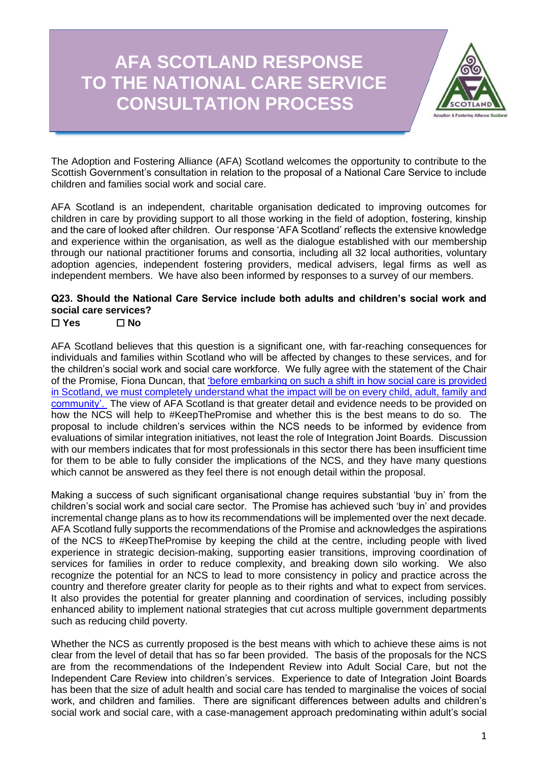# AFA SCOTLAND RESPONSE TO THE NATIONAL CARE SERVICE CONSULTATION PROCESS

The Adoption and Fostering Alliance (AFA) Scotland welcomes the opportunity to contribute to the Scottish Government's consultation in relation to the proposal of a National Care Service to include children and families social work and social care.

AFA Scotland is an independent, charitable organisation dedicated to improving outcomes for children in care by providing support to all those working in the field of adoption, fostering, kinship and the care of looked after children. Our response 'AFA Scotland' reflects the extensive knowledge and experience within the organisation, as well as the dialogue established with our membership through our national practitioner forums and consortia, including all 32 local authorities, voluntary adoption agencies, independent fostering providers, medical advisers, legal firms as well as independent members. We have also been informed by responses to a survey of our members.

**Q23. Should the National Care Service include both adults and children's social work and social care services?**

**☐ Yes ☐ No**

AFA Scotland believes that this question is a significant one, with far-reaching consequences for individuals and families within Scotland who will be affected by changes to these services, and for the children's social work and social care workforce. We fully agree with the statement of the Chair of the Promise, Fiona Duncan, that 'before embarking on such a shift in how social care is provided in Scotland, we must completely understand what the impact will be on every child, adult, family and community'. The view of AFA Scotland is that greater detail and evidence needs to be provided on how the NCS will help to #KeepThePromise and whether this is the best means to do so. The proposal to include children's services within the NCS needs to be informed by evidence from evaluations of similar integration initiatives, not least the role of Integration Joint Boards. Discussion with our members indicates that for most professionals in this sector there has been insufficient time for them to be able to fully consider the implications of the NCS, and they have many questions which cannot be answered as they feel there is not enough detail within the proposal.

Making a success of such significant organisational change requires substantial 'buy in' from the children's social work and social care sector. The Promise has achieved such 'buy in' and provides incremental change plans as to how its recommendations will be implemented over the next decade. AFA Scotland fully supports the recommendations of the Promise and acknowledges the aspirations of the NCS to #KeepThePromise by keeping the child at the centre, including people with lived experience in strategic decision-making, supporting easier transitions, improving coordination of services for families in order to reduce complexity, and breaking down silo working. We also recognize the potential for an NCS to lead to more consistency in policy and practice across the country and therefore greater clarity for people as to their rights and what to expect from services. It also provides the potential for greater planning and coordination of services, including possibly enhanced ability to implement national strategies that cut across multiple government departments such as reducing child poverty.

Whether the NCS as currently proposed is the best means with which to achieve these aims is not clear from the level of detail that has so far been provided. The basis of the proposals for the NCS are from the recommendations of the Independent Review into Adult Social Care, but not the Independent Care Review into children's services. Experience to date of Integration Joint Boards has been that the size of adult health and social care has tended to marginalise the voices of social work, and children and families. There are significant differences between adults and children's social work and social care, with a case-management approach predominating within adult's social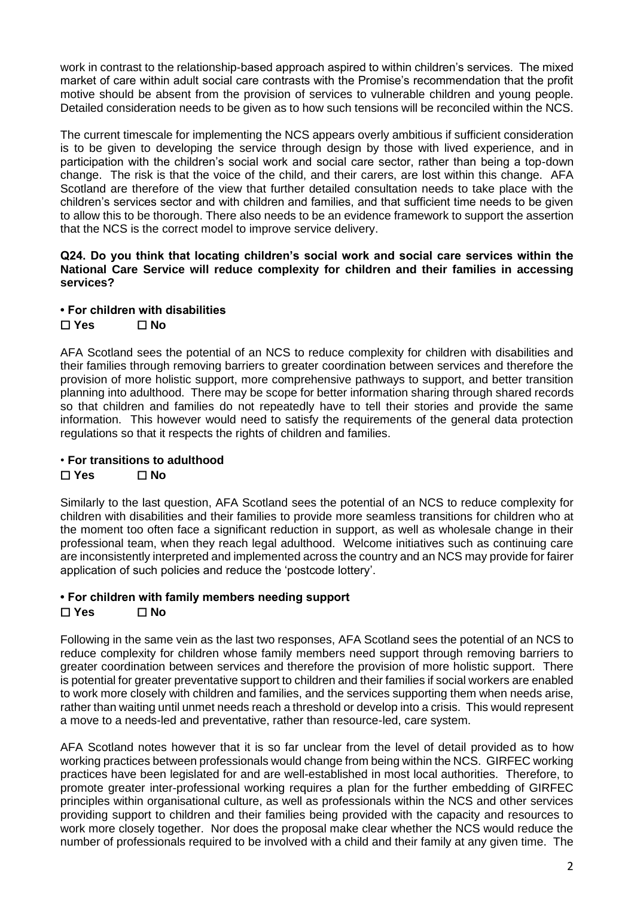work in contrast to the relationship-based approach aspired to within children's services. The mixed market of care within adult social care contrasts with the Promise's recommendation that the profit motive should be absent from the provision of services to vulnerable children and young people. Detailed consideration needs to be given as to how such tensions will be reconciled within the NCS.

The current timescale for implementing the NCS appears overly ambitious if sufficient consideration is to be given to developing the service through design by those with lived experience, and in participation with the children's social work and social care sector, rather than being a top-down change. The risk is that the voice of the child, and their carers, are lost within this change. AFA Scotland are therefore of the view that further detailed consultation needs to take place with the children's services sector and with children and families, and that sufficient time needs to be given to allow this to be thorough. There also needs to be an evidence framework to support the assertion that the NCS is the correct model to improve service delivery.

**Q24. Do you think that locating children's social work and social care services within the National Care Service will reduce complexity for children and their families in accessing services?**

**• For children with disabilities**

**☐ Yes ☐ No**

AFA Scotland sees the potential of an NCS to reduce complexity for children with disabilities and their families through removing barriers to greater coordination between services and therefore the provision of more holistic support, more comprehensive pathways to support, and better transition planning into adulthood. There may be scope for better information sharing through shared records so that children and families do not repeatedly have to tell their stories and provide the same information. This however would need to satisfy the requirements of the general data protection regulations so that it respects the rights of children and families.

• **For transitions to adulthood**

**☐ Yes ☐ No**

Similarly to the last question, AFA Scotland sees the potential of an NCS to reduce complexity for children with disabilities and their families to provide more seamless transitions for children who at the moment too often face a significant reduction in support, as well as wholesale change in their professional team, when they reach legal adulthood. Welcome initiatives such as continuing care are inconsistently interpreted and implemented across the country and an NCS may provide for fairer application of such policies and reduce the 'postcode lottery'.

**• For children with family members needing support**

**☐ Yes ☐ No**

Following in the same vein as the last two responses, AFA Scotland sees the potential of an NCS to reduce complexity for children whose family members need support through removing barriers to greater coordination between services and therefore the provision of more holistic support. There is potential for greater preventative support to children and their families if social workers are enabled to work more closely with children and families, and the services supporting them when needs arise, rather than waiting until unmet needs reach a threshold or develop into a crisis. This would represent a move to a needs-led and preventative, rather than resource-led, care system.

AFA Scotland notes however that it is so far unclear from the level of detail provided as to how working practices between professionals would change from being within the NCS. GIRFEC working practices have been legislated for and are well-established in most local authorities. Therefore, to promote greater inter-professional working requires a plan for the further embedding of GIRFEC principles within organisational culture, as well as professionals within the NCS and other services providing support to children and their families being provided with the capacity and resources to work more closely together. Nor does the proposal make clear whether the NCS would reduce the number of professionals required to be involved with a child and their family at any given time. The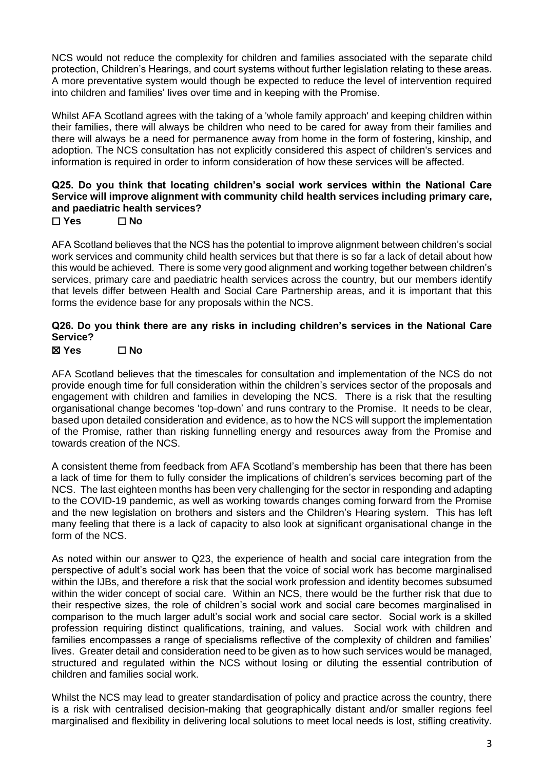NCS would not reduce the complexity for children and families associated with the separate child protection, Children's Hearings, and court systems without further legislation relating to these areas. A more preventative system would though be expected to reduce the level of intervention required into children and families' lives over time and in keeping with the Promise.

Whilst AFA Scotland agrees with the taking of a 'whole family approach' and keeping children within their families, there will always be children who need to be cared for away from their families and there will always be a need for permanence away from home in the form of fostering, kinship, and adoption. The NCS consultation has not explicitly considered this aspect of children's services and information is required in order to inform consideration of how these services will be affected.

**Q25. Do you think that locating children's social work services within the National Care Service will improve alignment with community child health services including primary care, and paediatric health services?**

**☐ Yes ☐ No**

AFA Scotland believes that the NCS has the potential to improve alignment between children's social work services and community child health services but that there is so far a lack of detail about how this would be achieved. There is some very good alignment and working together between children's services, primary care and paediatric health services across the country, but our members identify that levels differ between Health and Social Care Partnership areas, and it is important that this forms the evidence base for any proposals within the NCS.

**Q26. Do you think there are any risks in including children's services in the National Care Service?**

**☒ Yes ☐ No**

AFA Scotland believes that the timescales for consultation and implementation of the NCS do not provide enough time for full consideration within the children's services sector of the proposals and engagement with children and families in developing the NCS. There is a risk that the resulting organisational change becomes 'top-down' and runs contrary to the Promise. It needs to be clear, based upon detailed consideration and evidence, as to how the NCS will support the implementation of the Promise, rather than risking funnelling energy and resources away from the Promise and towards creation of the NCS.

A consistent theme from feedback from AFA Scotland's membership has been that there has been a lack of time for them to fully consider the implications of children's services becoming part of the NCS. The last eighteen months has been very challenging for the sector in responding and adapting to the COVID-19 pandemic, as well as working towards changes coming forward from the Promise and the new legislation on brothers and sisters and the Children's Hearing system. This has left many feeling that there is a lack of capacity to also look at significant organisational change in the form of the NCS.

As noted within our answer to Q23, the experience of health and social care integration from the perspective of adult's social work has been that the voice of social work has become marginalised within the IJBs, and therefore a risk that the social work profession and identity becomes subsumed within the wider concept of social care. Within an NCS, there would be the further risk that due to their respective sizes, the role of children's social work and social care becomes marginalised in comparison to the much larger adult's social work and social care sector. Social work is a skilled profession requiring distinct qualifications, training, and values. Social work with children and families encompasses a range of specialisms reflective of the complexity of children and families' lives. Greater detail and consideration need to be given as to how such services would be managed, structured and regulated within the NCS without losing or diluting the essential contribution of children and families social work.

Whilst the NCS may lead to greater standardisation of policy and practice across the country, there is a risk with centralised decision-making that geographically distant and/or smaller regions feel marginalised and flexibility in delivering local solutions to meet local needs is lost, stifling creativity.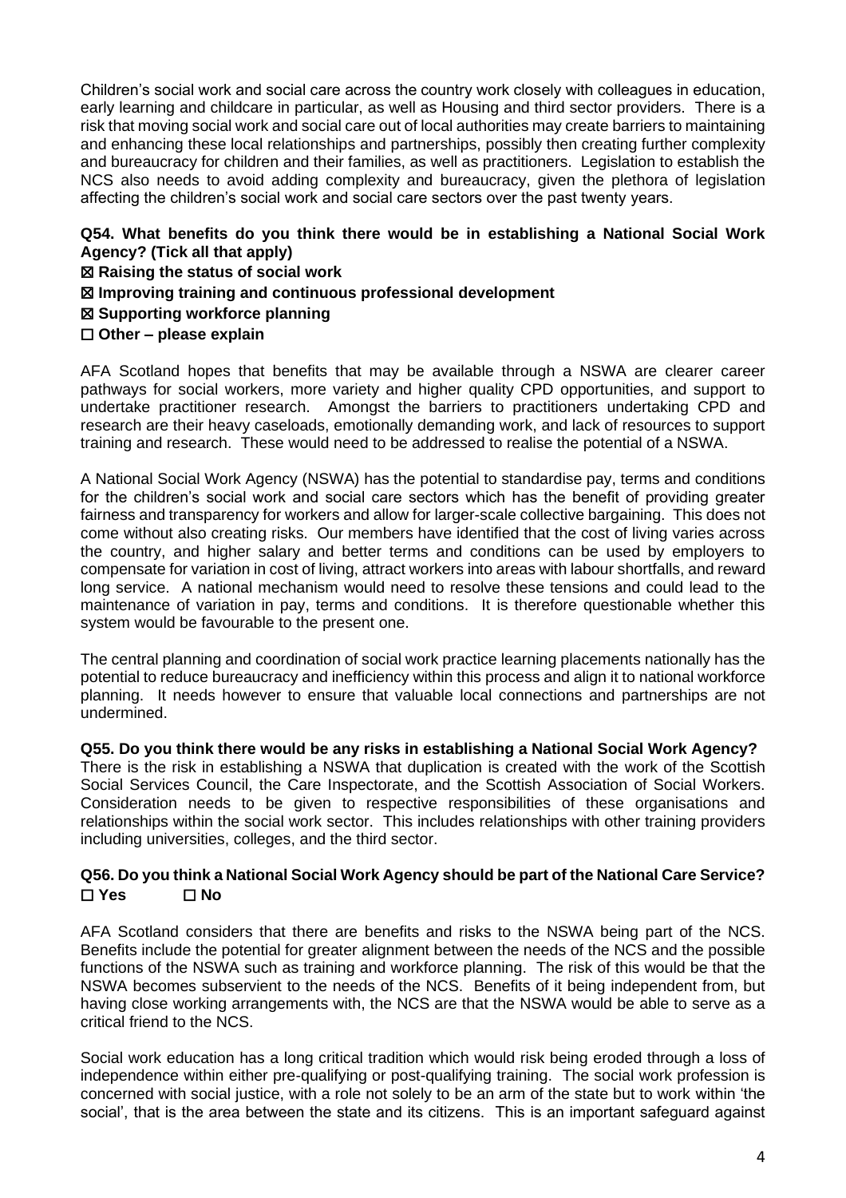Children's social work and social care across the country work closely with colleagues in education, early learning and childcare in particular, as well as Housing and third sector providers. There is a risk that moving social work and social care out of local authorities may create barriers to maintaining and enhancing these local relationships and partnerships, possibly then creating further complexity and bureaucracy for children and their families, as well as practitioners. Legislation to establish the NCS also needs to avoid adding complexity and bureaucracy, given the plethora of legislation affecting the children's social work and social care sectors over the past twenty years.

**Q54. What benefits do you think there would be in establishing a National Social Work Agency? (Tick all that apply)**

**☒ Raising the status of social work**

**☒ Improving training and continuous professional development**

**☒ Supporting workforce planning**

**☐ Other – please explain**

AFA Scotland hopes that benefits that may be available through a NSWA are clearer career pathways for social workers, more variety and higher quality CPD opportunities, and support to undertake practitioner research. Amongst the barriers to practitioners undertaking CPD and research are their heavy caseloads, emotionally demanding work, and lack of resources to support training and research. These would need to be addressed to realise the potential of a NSWA.

A National Social Work Agency (NSWA) has the potential to standardise pay, terms and conditions for the children's social work and social care sectors which has the benefit of providing greater fairness and transparency for workers and allow for larger-scale collective bargaining. This does not come without also creating risks. Our members have identified that the cost of living varies across the country, and higher salary and better terms and conditions can be used by employers to compensate for variation in cost of living, attract workers into areas with labour shortfalls, and reward long service. A national mechanism would need to resolve these tensions and could lead to the maintenance of variation in pay, terms and conditions. It is therefore questionable whether this system would be favourable to the present one.

The central planning and coordination of social work practice learning placements nationally has the potential to reduce bureaucracy and inefficiency within this process and align it to national workforce planning. It needs however to ensure that valuable local connections and partnerships are not undermined.

**Q55. Do you think there would be any risks in establishing a National Social Work Agency?**

There is the risk in establishing a NSWA that duplication is created with the work of the Scottish Social Services Council, the Care Inspectorate, and the Scottish Association of Social Workers. Consideration needs to be given to respective responsibilities of these organisations and relationships within the social work sector. This includes relationships with other training providers including universities, colleges, and the third sector.

**Q56. Do you think a National Social Work Agency should be part of the National Care Service?**

**☐ Yes ☐ No**

AFA Scotland considers that there are benefits and risks to the NSWA being part of the NCS. Benefits include the potential for greater alignment between the needs of the NCS and the possible functions of the NSWA such as training and workforce planning. The risk of this would be that the NSWA becomes subservient to the needs of the NCS. Benefits of it being independent from, but having close working arrangements with, the NCS are that the NSWA would be able to serve as a critical friend to the NCS.

Social work education has a long critical tradition which would risk being eroded through a loss of independence within either pre-qualifying or post-qualifying training. The social work profession is concerned with social justice, with a role not solely to be an arm of the state but to work within 'the social', that is the area between the state and its citizens. This is an important safeguard against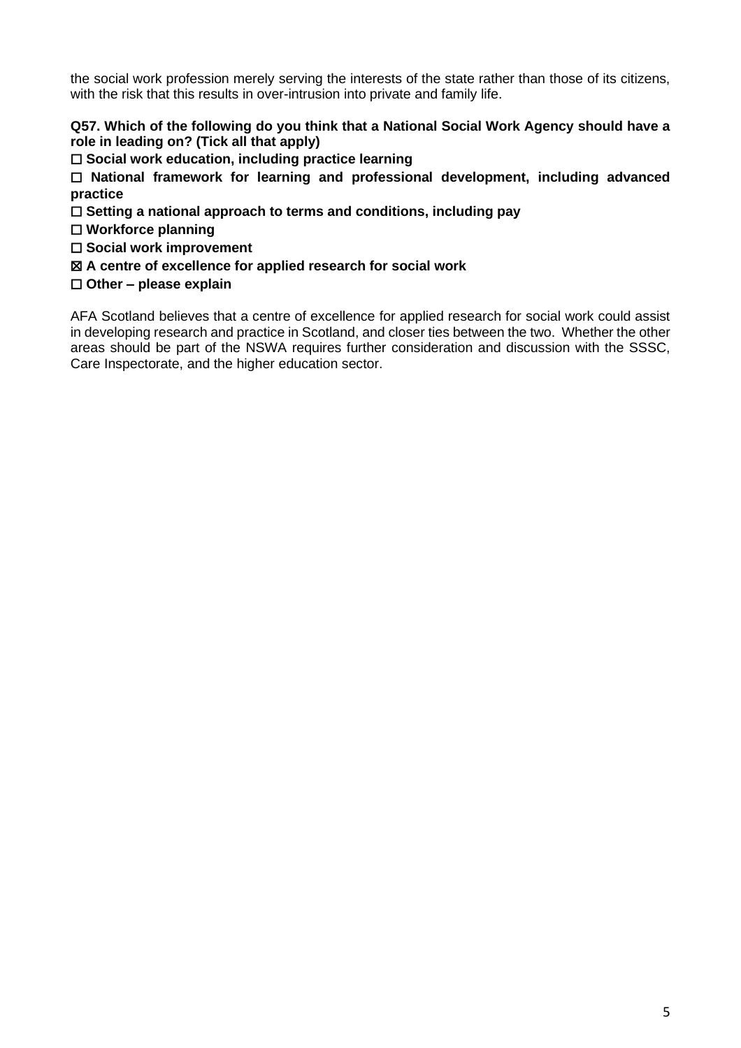the social work profession merely serving the interests of the state rather than those of its citizens, with the risk that this results in over-intrusion into private and family life.

**Q57. Which of the following do you think that a National Social Work Agency should have a role in leading on? (Tick all that apply)**

**☐ Social work education, including practice learning**

**☐ National framework for learning and professional development, including advanced practice**

**☐ Setting a national approach to terms and conditions, including pay**

**☐ Workforce planning**

**☐ Social work improvement**

**☒ A centre of excellence for applied research for social work**

**☐ Other – please explain**

AFA Scotland believes that a centre of excellence for applied research for social work could assist in developing research and practice in Scotland, and closer ties between the two. Whether the other areas should be part of the NSWA requires further consideration and discussion with the SSSC, Care Inspectorate, and the higher education sector.